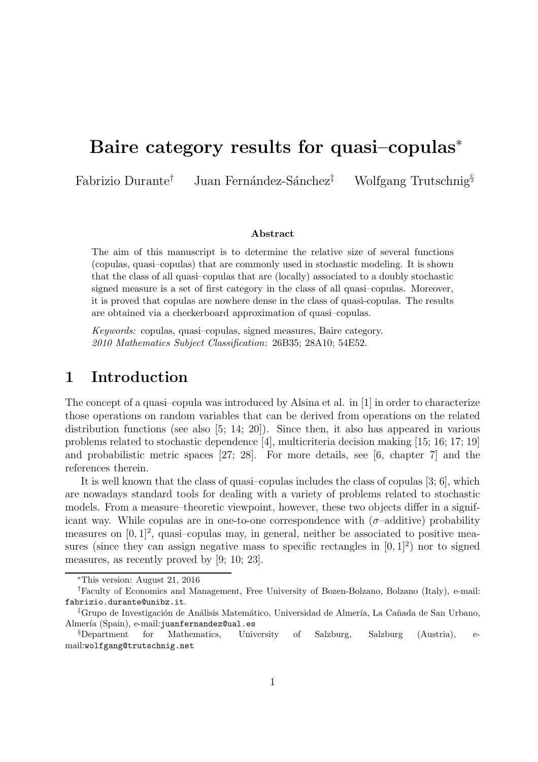# Baire category results for quasi–copulas*

Fabrizio Durante[†] Juan Fernández-Sánchez[‡] Wolfgang Trutschnig[§]

### Abstract

The aim of this manuscript is to determine the relative size of several functions (copulas, quasi–copulas) that are commonly used in stochastic modeling. It is shown that the class of all quasi–copulas that are (locally) associated to a doubly stochastic signed measure is a set of first category in the class of all quasi–copulas. Moreover, it is proved that copulas are nowhere dense in the class of quasi-copulas. The results are obtained via a checkerboard approximation of quasi–copulas.

*Keywords:* copulas, quasi–copulas, signed measures, Baire category.
*2010 Mathematics Subject Classification*: 26B35; 28A10; 54E52.

## 1 Introduction

The concept of a quasi–copula was introduced by Alsina et al. in [1] in order to characterize those operations on random variables that can be derived from operations on the related distribution functions (see also [5; 14; 20]). Since then, it also has appeared in various problems related to stochastic dependence [4], multicriteria decision making [15; 16; 17; 19] and probabilistic metric spaces [27; 28]. For more details, see [6, chapter 7] and the references therein.

It is well known that the class of quasi–copulas includes the class of copulas [3; 6], which are nowadays standard tools for dealing with a variety of problems related to stochastic models. From a measure–theoretic viewpoint, however, these two objects differ in a significant way. While copulas are in one-to-one correspondence with ($\sigma$–additive) probability measures on $[0,1]^2$, quasi–copulas may, in general, neither be associated to positive measures (since they can assign negative mass to specific rectangles in $[0,1]^2$) nor to signed measures, as recently proved by [9; 10; 23].

*This version: August 21, 2016

[†]Faculty of Economics and Management, Free University of Bozen-Bolzano, Bolzano (Italy), e-mail: fabrizio.durante@unibz.it.

[‡]Grupo de Investigación de Análisis Matemático, Universidad de Almería, La Cañada de San Urbano, Almería (Spain), e-mail:juanfernandez@ual.es

[§]Department for Mathematics, University of Salzburg, Salzburg (Austria), e-mail:wolfgang@trutschnig.net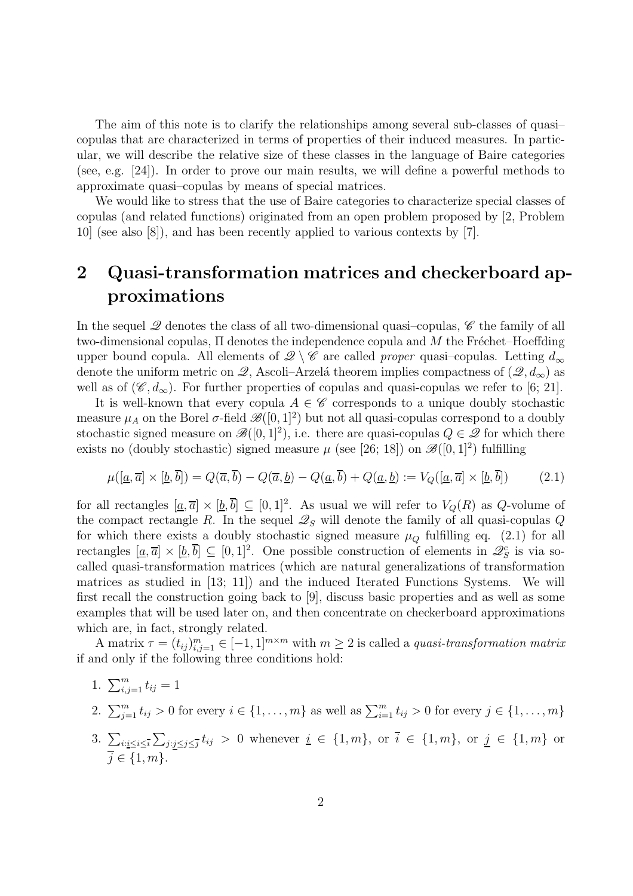The aim of this note is to clarify the relationships among several sub-classes of quasi–copulas that are characterized in terms of properties of their induced measures. In particular, we will describe the relative size of these classes in the language of Baire categories (see, e.g. [24]). In order to prove our main results, we will define a powerful methods to approximate quasi–copulas by means of special matrices.

We would like to stress that the use of Baire categories to characterize special classes of copulas (and related functions) originated from an open problem proposed by [2, Problem 10] (see also [8]), and has been recently applied to various contexts by [7].

## 2 Quasi-transformation matrices and checkerboard approximations

In the sequel $\mathscr{Q}$ denotes the class of all two-dimensional quasi–copulas, $\mathscr{C}$ the family of all two-dimensional copulas, $\Pi$ denotes the independence copula and $M$ the Fréchet–Hoeffding upper bound copula. All elements of $\mathscr{Q} \setminus \mathscr{C}$ are called *proper* quasi–copulas. Letting $d_\infty$ denote the uniform metric on $\mathscr{Q}$, Ascoli–Arzelá theorem implies compactness of $(\mathscr{Q}, d_\infty)$ as well as of $(\mathscr{C}, d_\infty)$. For further properties of copulas and quasi-copulas we refer to [6; 21].

It is well-known that every copula $A \in \mathscr{C}$ corresponds to a unique doubly stochastic measure $\mu_A$ on the Borel $\sigma$-field $\mathscr{B}([0,1]^2)$ but not all quasi-copulas correspond to a doubly stochastic signed measure on $\mathscr{B}([0,1]^2)$, i.e. there are quasi-copulas $Q \in \mathscr{Q}$ for which there exists no (doubly stochastic) signed measure $\mu$ (see [26; 18]) on $\mathscr{B}([0,1]^2)$ fulfilling

$$\mu([\underline{a}, \overline{a}] \times [\underline{b}, \overline{b}]) = Q(\overline{a}, \overline{b}) - Q(\overline{a}, \underline{b}) - Q(\underline{a}, \overline{b}) + Q(\underline{a}, \underline{b}) := V_Q([\underline{a}, \overline{a}] \times [\underline{b}, \overline{b}]) \tag{2.1}$$

for all rectangles $[\underline{a}, \overline{a}] \times [\underline{b}, \overline{b}] \subseteq [0,1]^2$. As usual we will refer to $V_Q(R)$ as $Q$-volume of the compact rectangle $R$. In the sequel $\mathscr{Q}_S$ will denote the family of all quasi-copulas $Q$ for which there exists a doubly stochastic signed measure $\mu_Q$ fulfilling eq. (2.1) for all rectangles $[\underline{a}, \overline{a}] \times [\underline{b}, \overline{b}] \subseteq [0,1]^2$. One possible construction of elements in $\mathscr{Q}_S^c$ is via so-called quasi-transformation matrices (which are natural generalizations of transformation matrices as studied in [13; 11]) and the induced Iterated Functions Systems. We will first recall the construction going back to [9], discuss basic properties and as well as some examples that will be used later on, and then concentrate on checkerboard approximations which are, in fact, strongly related.

A matrix $\tau = (t_{ij})_{i,j=1}^m \in [-1,1]^{m \times m}$ with $m \geq 2$ is called a *quasi-transformation matrix* if and only if the following three conditions hold:

1. $\sum_{i,j=1}^m t_{ij} = 1$
2. $\sum_{j=1}^m t_{ij} > 0$ for every $i \in \{1, \ldots, m\}$ as well as $\sum_{i=1}^m t_{ij} > 0$ for every $j \in \{1, \ldots, m\}$
3. $\sum_{i: \underline{i} \leq i \leq \overline{i}} \sum_{j: \underline{j} \leq j \leq \overline{j}} t_{ij} > 0$ whenever $\underline{i} \in \{1, m\}$, or $\overline{i} \in \{1, m\}$, or $\underline{j} \in \{1, m\}$ or $\overline{j} \in \{1, m\}$.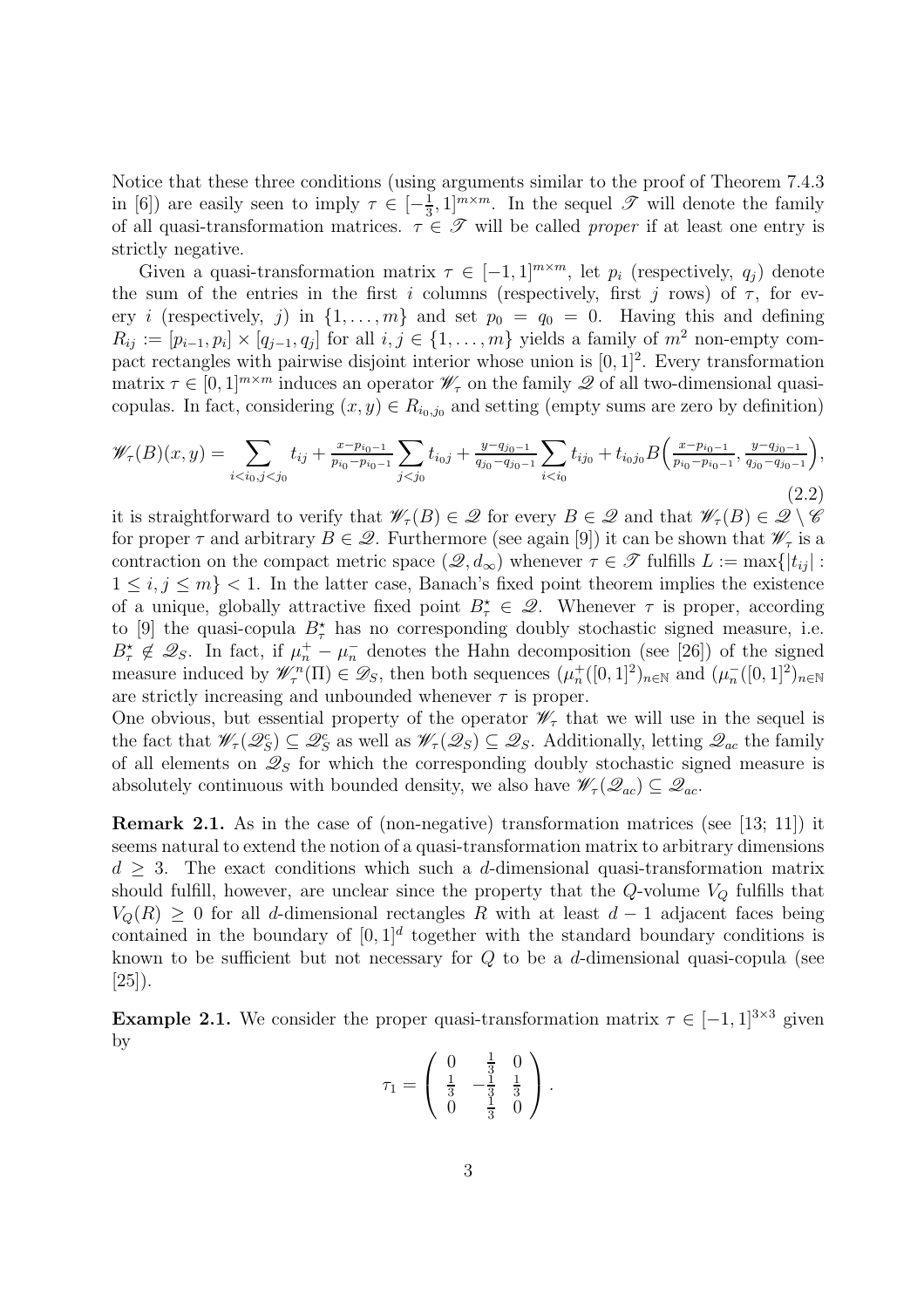Notice that these three conditions (using arguments similar to the proof of Theorem 7.4.3 in [6]) are easily seen to imply $\tau \in [-\frac{1}{3}, 1]^{m\times m}$. In the sequel $\mathscr{T}$ will denote the family of all quasi-transformation matrices. $\tau \in \mathscr{T}$ will be called *proper* if at least one entry is strictly negative.

Given a quasi-transformation matrix $\tau \in [-1,1]^{m\times m}$, let $p_i$ (respectively, $q_j$) denote the sum of the entries in the first $i$ columns (respectively, first $j$ rows) of $\tau$, for every $i$ (respectively, $j$) in $\{1,\ldots,m\}$ and set $p_0 = q_0 = 0$. Having this and defining $R_{ij} := [p_{i-1}, p_i] \times [q_{j-1}, q_j]$ for all $i, j \in \{1,\ldots,m\}$ yields a family of $m^2$ non-empty compact rectangles with pairwise disjoint interior whose union is $[0,1]^2$. Every transformation matrix $\tau \in [0,1]^{m\times m}$ induces an operator $\mathscr{W}_\tau$ on the family $\mathscr{Q}$ of all two-dimensional quasi-copulas. In fact, considering $(x,y) \in R_{i_0,j_0}$ and setting (empty sums are zero by definition)

$$\mathscr{W}_\tau(B)(x,y) = \sum_{i<i_0, j<j_0} t_{ij} + \tfrac{x-p_{i_0-1}}{p_{i_0}-p_{i_0-1}} \sum_{j<j_0} t_{i_0 j} + \tfrac{y-q_{j_0-1}}{q_{j_0}-q_{j_0-1}} \sum_{i<i_0} t_{i j_0} + t_{i_0 j_0} B\Big(\tfrac{x-p_{i_0-1}}{p_{i_0}-p_{i_0-1}}, \tfrac{y-q_{j_0-1}}{q_{j_0}-q_{j_0-1}}\Big), \tag{2.2}$$

it is straightforward to verify that $\mathscr{W}_\tau(B) \in \mathscr{Q}$ for every $B \in \mathscr{Q}$ and that $\mathscr{W}_\tau(B) \in \mathscr{Q} \setminus \mathscr{C}$ for proper $\tau$ and arbitrary $B \in \mathscr{Q}$. Furthermore (see again [9]) it can be shown that $\mathscr{W}_\tau$ is a contraction on the compact metric space $(\mathscr{Q}, d_\infty)$ whenever $\tau \in \mathscr{T}$ fulfills $L := \max\{|t_{ij}| : 1 \le i,j \le m\} < 1$. In the latter case, Banach's fixed point theorem implies the existence of a unique, globally attractive fixed point $B^\star_\tau \in \mathscr{Q}$. Whenever $\tau$ is proper, according to [9] the quasi-copula $B^\star_\tau$ has no corresponding doubly stochastic signed measure, i.e. $B^\star_\tau \notin \mathscr{Q}_S$. In fact, if $\mu_n^+ - \mu_n^-$ denotes the Hahn decomposition (see [26]) of the signed measure induced by $\mathscr{W}_\tau^n(\Pi) \in \mathscr{Q}_S$, then both sequences $(\mu_n^+([0,1]^2)_{n\in\mathbb{N}}$ and $(\mu_n^-([0,1]^2)_{n\in\mathbb{N}}$ are strictly increasing and unbounded whenever $\tau$ is proper.

One obvious, but essential property of the operator $\mathscr{W}_\tau$ that we will use in the sequel is the fact that $\mathscr{W}_\tau(\mathscr{Q}_S^c) \subseteq \mathscr{Q}_S^c$ as well as $\mathscr{W}_\tau(\mathscr{Q}_S) \subseteq \mathscr{Q}_S$. Additionally, letting $\mathscr{Q}_{ac}$ the family of all elements on $\mathscr{Q}_S$ for which the corresponding doubly stochastic signed measure is absolutely continuous with bounded density, we also have $\mathscr{W}_\tau(\mathscr{Q}_{ac}) \subseteq \mathscr{Q}_{ac}$.

**Remark 2.1.** As in the case of (non-negative) transformation matrices (see [13; 11]) it seems natural to extend the notion of a quasi-transformation matrix to arbitrary dimensions $d \ge 3$. The exact conditions which such a $d$-dimensional quasi-transformation matrix should fulfill, however, are unclear since the property that the $Q$-volume $V_Q$ fulfills that $V_Q(R) \ge 0$ for all $d$-dimensional rectangles $R$ with at least $d-1$ adjacent faces being contained in the boundary of $[0,1]^d$ together with the standard boundary conditions is known to be sufficient but not necessary for $Q$ to be a $d$-dimensional quasi-copula (see [25]).

**Example 2.1.** We consider the proper quasi-transformation matrix $\tau \in [-1,1]^{3\times 3}$ given by

$$\tau_1 = \begin{pmatrix} 0 & \frac{1}{3} & 0 \\ \frac{1}{3} & -\frac{1}{3} & \frac{1}{3} \\ 0 & \frac{1}{3} & 0 \end{pmatrix}.$$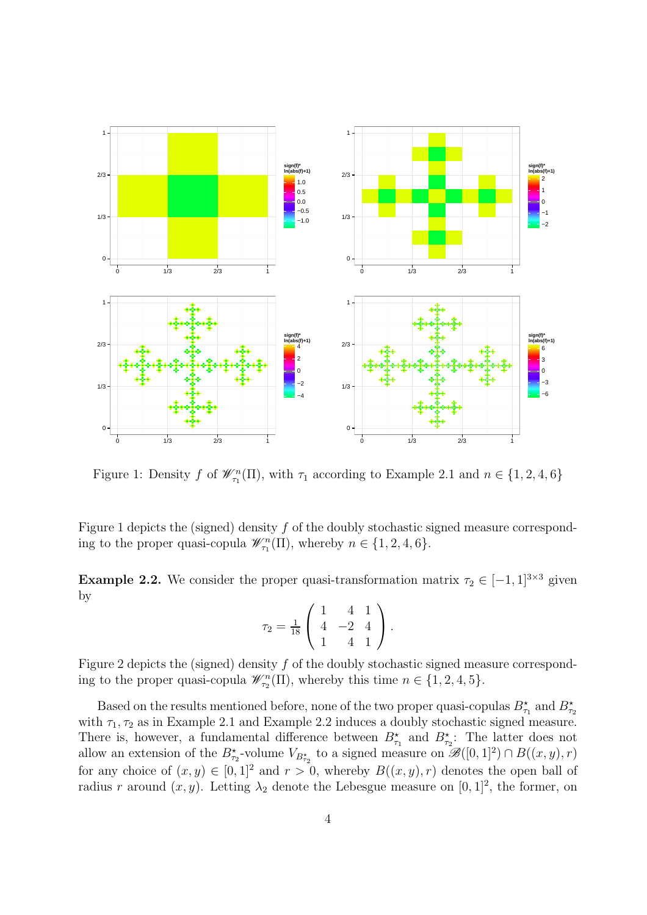Figure 1: Density $f$ of $\mathscr{W}^n_{\tau_1}(\Pi)$, with $\tau_1$ according to Example 2.1 and $n \in \{1, 2, 4, 6\}$

Figure 1 depicts the (signed) density $f$ of the doubly stochastic signed measure corresponding to the proper quasi-copula $\mathscr{W}^n_{\tau_1}(\Pi)$, whereby $n \in \{1, 2, 4, 6\}$.

**Example 2.2.** We consider the proper quasi-transformation matrix $\tau_2 \in [-1, 1]^{3\times 3}$ given by

$$\tau_2 = \frac{1}{18} \begin{pmatrix} 1 & 4 & 1 \\ 4 & -2 & 4 \\ 1 & 4 & 1 \end{pmatrix}.$$

Figure 2 depicts the (signed) density $f$ of the doubly stochastic signed measure corresponding to the proper quasi-copula $\mathscr{W}^n_{\tau_2}(\Pi)$, whereby this time $n \in \{1, 2, 4, 5\}$.

Based on the results mentioned before, none of the two proper quasi-copulas $B^\star_{\tau_1}$ and $B^\star_{\tau_2}$ with $\tau_1, \tau_2$ as in Example 2.1 and Example 2.2 induces a doubly stochastic signed measure. There is, however, a fundamental difference between $B^\star_{\tau_1}$ and $B^\star_{\tau_2}$: The latter does not allow an extension of the $B^\star_{\tau_2}$-volume $V_{B^\star_{\tau_2}}$ to a signed measure on $\mathscr{B}([0, 1]^2) \cap B((x, y), r)$ for any choice of $(x, y) \in [0, 1]^2$ and $r > 0$, whereby $B((x, y), r)$ denotes the open ball of radius $r$ around $(x, y)$. Letting $\lambda_2$ denote the Lebesgue measure on $[0, 1]^2$, the former, on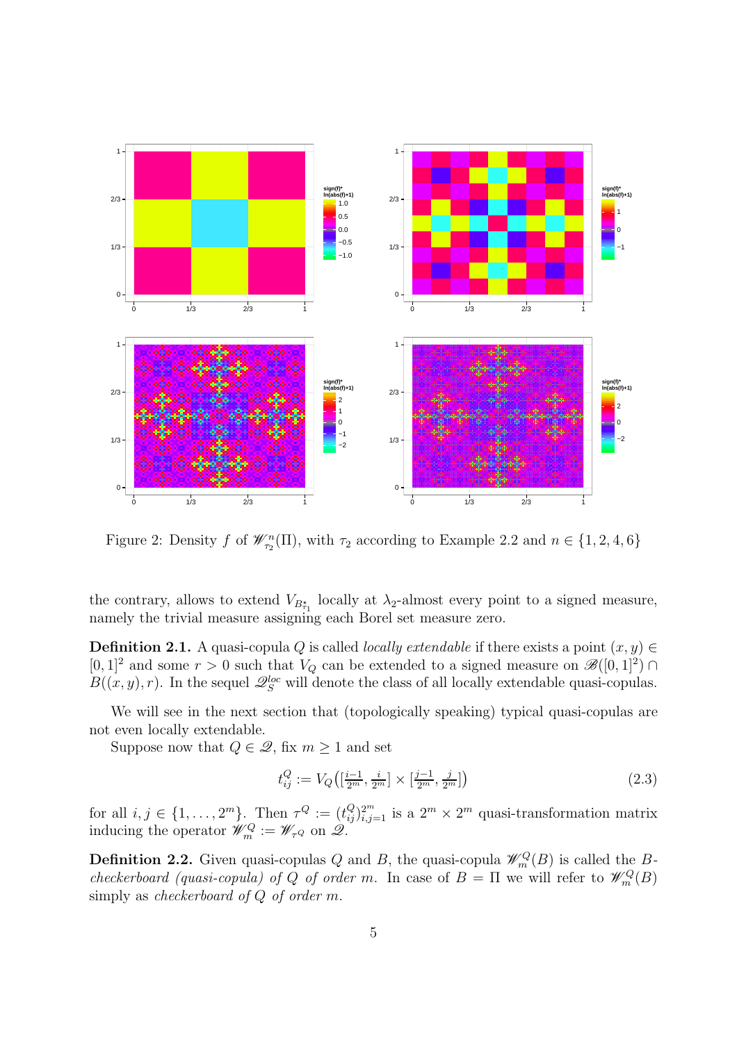Figure 2: Density $f$ of $\mathscr{W}_{\tau_2}^n(\Pi)$, with $\tau_2$ according to Example 2.2 and $n \in \{1, 2, 4, 6\}$

the contrary, allows to extend $V_{B^\star_{\tau_1}}$ locally at $\lambda_2$-almost every point to a signed measure, namely the trivial measure assigning each Borel set measure zero.

**Definition 2.1.** A quasi-copula $Q$ is called *locally extendable* if there exists a point $(x, y) \in [0, 1]^2$ and some $r > 0$ such that $V_Q$ can be extended to a signed measure on $\mathscr{B}([0, 1]^2) \cap B((x, y), r)$. In the sequel $\mathscr{Q}_S^{loc}$ will denote the class of all locally extendable quasi-copulas.

We will see in the next section that (topologically speaking) typical quasi-copulas are not even locally extendable.

Suppose now that $Q \in \mathscr{Q}$, fix $m \geq 1$ and set

$$t_{ij}^Q := V_Q\big([\tfrac{i-1}{2^m}, \tfrac{i}{2^m}] \times [\tfrac{j-1}{2^m}, \tfrac{j}{2^m}]\big) \tag{2.3}$$

for all $i, j \in \{1, \ldots, 2^m\}$. Then $\tau^Q := (t_{ij}^Q)_{i,j=1}^{2^m}$ is a $2^m \times 2^m$ quasi-transformation matrix inducing the operator $\mathscr{W}_m^Q := \mathscr{W}_{\tau^Q}$ on $\mathscr{Q}$.

**Definition 2.2.** Given quasi-copulas $Q$ and $B$, the quasi-copula $\mathscr{W}_m^Q(B)$ is called the *$B$-checkerboard (quasi-copula) of $Q$ of order $m$*. In case of $B = \Pi$ we will refer to $\mathscr{W}_m^Q(B)$ simply as *checkerboard of $Q$ of order $m$*.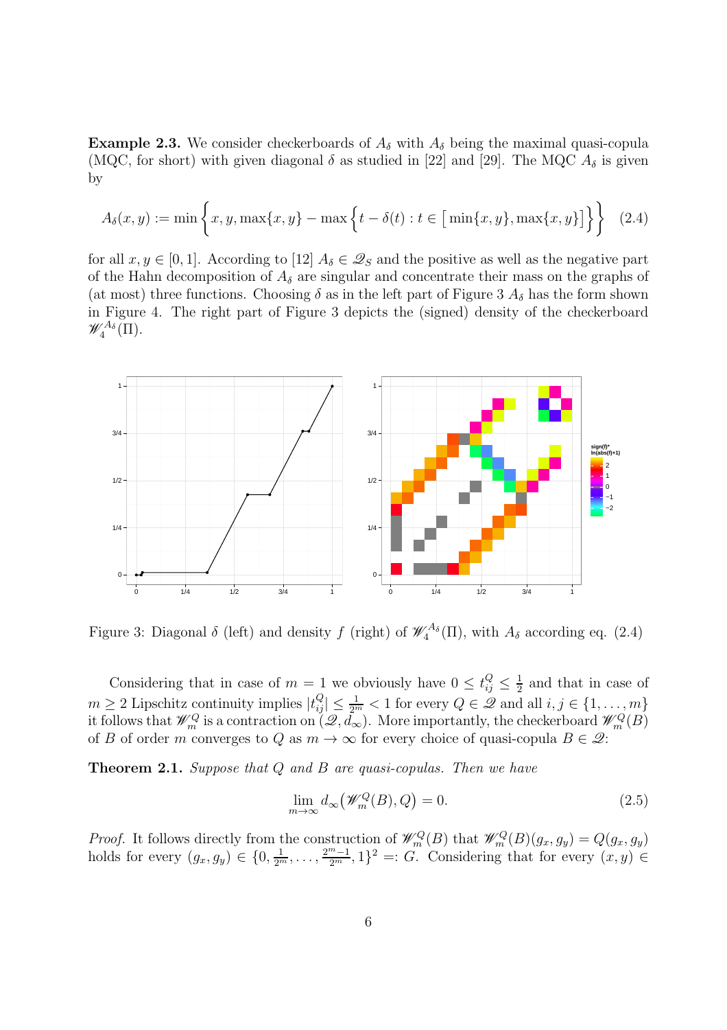**Example 2.3.** We consider checkerboards of $A_\delta$ with $A_\delta$ being the maximal quasi-copula (MQC, for short) with given diagonal $\delta$ as studied in [22] and [29]. The MQC $A_\delta$ is given by

$$A_\delta(x, y) := \min\Big\{x, y, \max\{x, y\} - \max\Big\{t - \delta(t) : t \in \big[\min\{x, y\}, \max\{x, y\}\big]\Big\}\Big\} \quad (2.4)$$

for all $x, y \in [0, 1]$. According to [12] $A_\delta \in \mathscr{Q}_S$ and the positive as well as the negative part of the Hahn decomposition of $A_\delta$ are singular and concentrate their mass on the graphs of (at most) three functions. Choosing $\delta$ as in the left part of Figure 3 $A_\delta$ has the form shown in Figure 4. The right part of Figure 3 depicts the (signed) density of the checkerboard $\mathscr{W}_4^{A_\delta}(\Pi)$.

Figure 3: Diagonal $\delta$ (left) and density $f$ (right) of $\mathscr{W}_4^{A_\delta}(\Pi)$, with $A_\delta$ according eq. (2.4)

Considering that in case of $m = 1$ we obviously have $0 \le t_{ij}^Q \le \frac{1}{2}$ and that in case of $m \ge 2$ Lipschitz continuity implies $|t_{ij}^Q| \le \frac{1}{2^m} < 1$ for every $Q \in \mathscr{Q}$ and all $i, j \in \{1, \ldots, m\}$ it follows that $\mathscr{W}_m^Q$ is a contraction on $(\mathscr{Q}, d_\infty)$. More importantly, the checkerboard $\mathscr{W}_m^Q(B)$ of $B$ of order $m$ converges to $Q$ as $m \to \infty$ for every choice of quasi-copula $B \in \mathscr{Q}$:

**Theorem 2.1.** *Suppose that $Q$ and $B$ are quasi-copulas. Then we have*

$$\lim_{m\to\infty} d_\infty\big(\mathscr{W}_m^Q(B), Q\big) = 0. \quad (2.5)$$

*Proof.* It follows directly from the construction of $\mathscr{W}_m^Q(B)$ that $\mathscr{W}_m^Q(B)(g_x, g_y) = Q(g_x, g_y)$ holds for every $(g_x, g_y) \in \{0, \frac{1}{2^m}, \ldots, \frac{2^m-1}{2^m}, 1\}^2 =: G$. Considering that for every $(x, y) \in$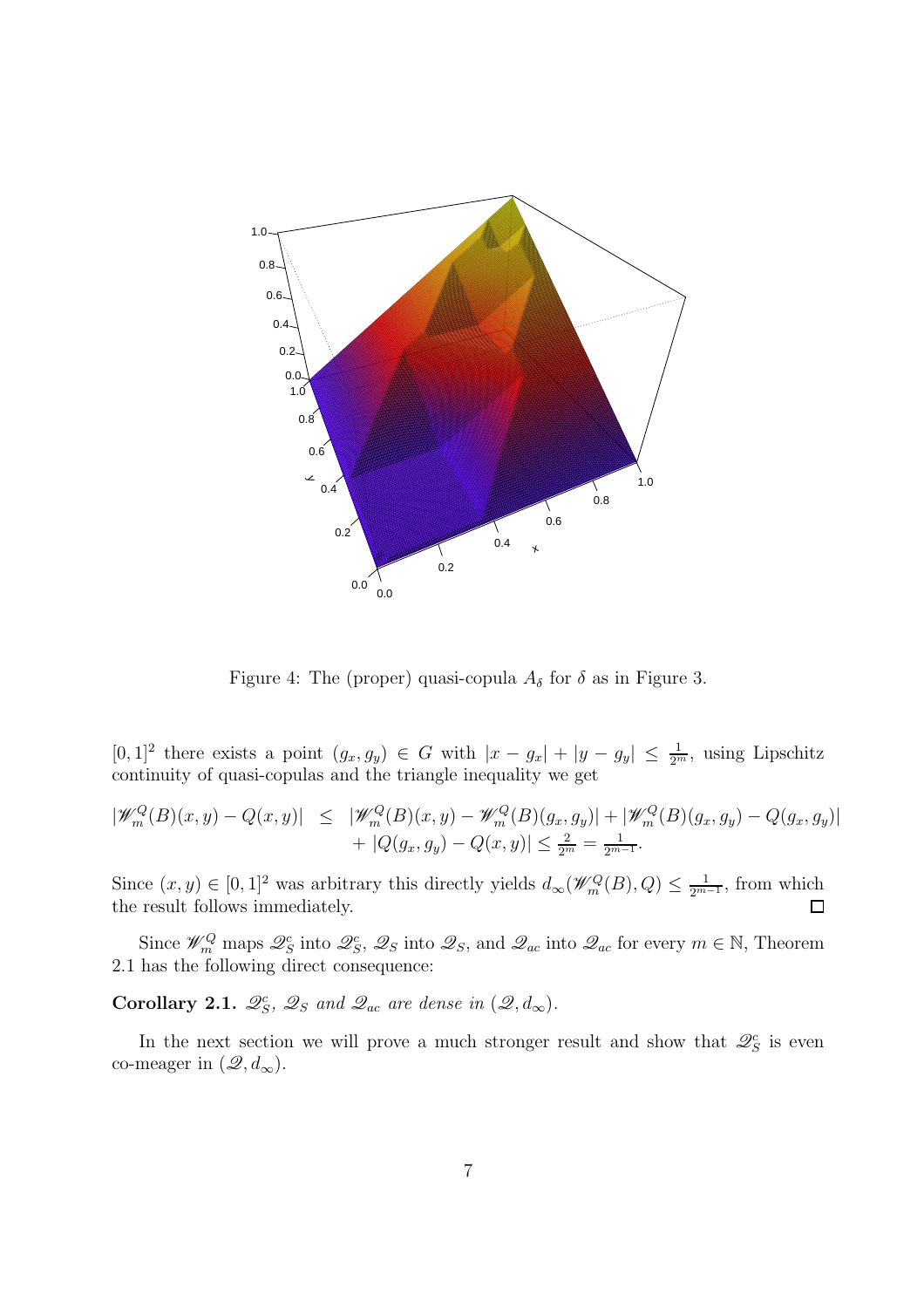Figure 4: The (proper) quasi-copula $A_\delta$ for $\delta$ as in Figure 3.

$[0,1]^2$ there exists a point $(g_x, g_y) \in G$ with $|x - g_x| + |y - g_y| \leq \frac{1}{2^m}$, using Lipschitz continuity of quasi-copulas and the triangle inequality we get

$$
\begin{aligned}
|\mathscr{W}_m^Q(B)(x,y) - Q(x,y)| \;\leq\; & |\mathscr{W}_m^Q(B)(x,y) - \mathscr{W}_m^Q(B)(g_x,g_y)| + |\mathscr{W}_m^Q(B)(g_x,g_y) - Q(g_x,g_y)| \\
& + |Q(g_x,g_y) - Q(x,y)| \leq \tfrac{2}{2^m} = \tfrac{1}{2^{m-1}}.
\end{aligned}
$$

Since $(x,y) \in [0,1]^2$ was arbitrary this directly yields $d_\infty(\mathscr{W}_m^Q(B), Q) \leq \frac{1}{2^{m-1}}$, from which the result follows immediately. ☐

Since $\mathscr{W}_m^Q$ maps $\mathscr{Q}_S^c$ into $\mathscr{Q}_S^c$, $\mathscr{Q}_S$ into $\mathscr{Q}_S$, and $\mathscr{Q}_{ac}$ into $\mathscr{Q}_{ac}$ for every $m \in \mathbb{N}$, Theorem 2.1 has the following direct consequence:

**Corollary 2.1.** *$\mathscr{Q}_S^c$, $\mathscr{Q}_S$ and $\mathscr{Q}_{ac}$ are dense in $(\mathscr{Q}, d_\infty)$.*

In the next section we will prove a much stronger result and show that $\mathscr{Q}_S^c$ is even co-meager in $(\mathscr{Q}, d_\infty)$.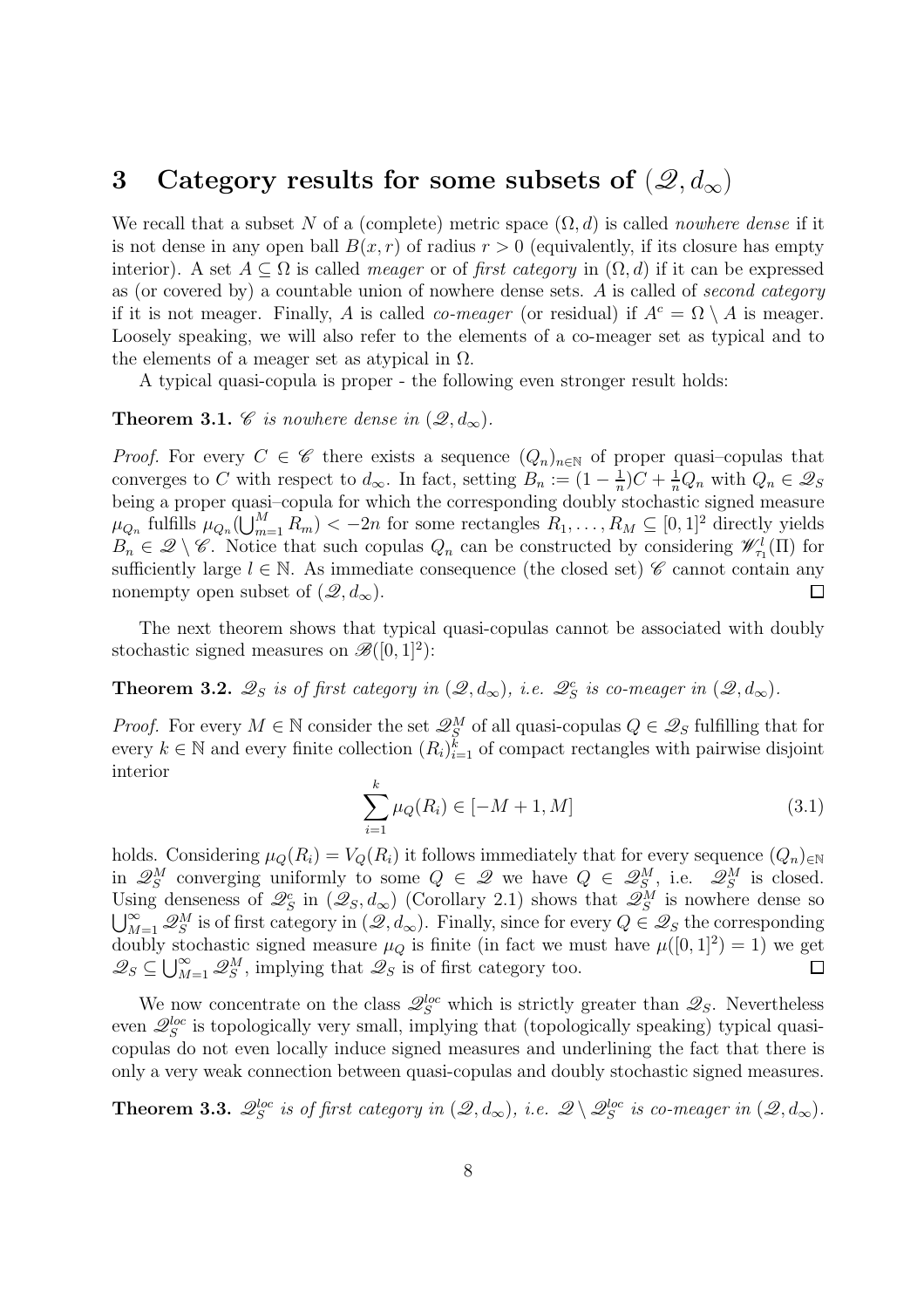## 3 Category results for some subsets of $(\mathscr{Q}, d_\infty)$

We recall that a subset $N$ of a (complete) metric space $(\Omega, d)$ is called *nowhere dense* if it is not dense in any open ball $B(x, r)$ of radius $r > 0$ (equivalently, if its closure has empty interior). A set $A \subseteq \Omega$ is called *meager* or of *first category* in $(\Omega, d)$ if it can be expressed as (or covered by) a countable union of nowhere dense sets. $A$ is called of *second category* if it is not meager. Finally, $A$ is called *co-meager* (or residual) if $A^c = \Omega \setminus A$ is meager. Loosely speaking, we will also refer to the elements of a co-meager set as typical and to the elements of a meager set as atypical in $\Omega$.

A typical quasi-copula is proper - the following even stronger result holds:

**Theorem 3.1.** *$\mathscr{C}$ is nowhere dense in $(\mathscr{Q}, d_\infty)$.*

*Proof.* For every $C \in \mathscr{C}$ there exists a sequence $(Q_n)_{n\in\mathbb{N}}$ of proper quasi–copulas that converges to $C$ with respect to $d_\infty$. In fact, setting $B_n := (1 - \frac{1}{n})C + \frac{1}{n}Q_n$ with $Q_n \in \mathscr{Q}_S$ being a proper quasi–copula for which the corresponding doubly stochastic signed measure $\mu_{Q_n}$ fulfills $\mu_{Q_n}(\bigcup_{m=1}^{M} R_m) < -2n$ for some rectangles $R_1, \ldots, R_M \subseteq [0, 1]^2$ directly yields $B_n \in \mathscr{Q} \setminus \mathscr{C}$. Notice that such copulas $Q_n$ can be constructed by considering $\mathscr{W}^l_{\tau_1}(\Pi)$ for sufficiently large $l \in \mathbb{N}$. As immediate consequence (the closed set) $\mathscr{C}$ cannot contain any nonempty open subset of $(\mathscr{Q}, d_\infty)$. $\square$

The next theorem shows that typical quasi-copulas cannot be associated with doubly stochastic signed measures on $\mathscr{B}([0, 1]^2)$:

**Theorem 3.2.** *$\mathscr{Q}_S$ is of first category in $(\mathscr{Q}, d_\infty)$, i.e. $\mathscr{Q}_S^c$ is co-meager in $(\mathscr{Q}, d_\infty)$.*

*Proof.* For every $M \in \mathbb{N}$ consider the set $\mathscr{Q}_S^M$ of all quasi-copulas $Q \in \mathscr{Q}_S$ fulfilling that for every $k \in \mathbb{N}$ and every finite collection $(R_i)_{i=1}^k$ of compact rectangles with pairwise disjoint interior

$$\sum_{i=1}^{k} \mu_Q(R_i) \in [-M + 1, M] \tag{3.1}$$

holds. Considering $\mu_Q(R_i) = V_Q(R_i)$ it follows immediately that for every sequence $(Q_n)_{\in\mathbb{N}}$ in $\mathscr{Q}_S^M$ converging uniformly to some $Q \in \mathscr{Q}$ we have $Q \in \mathscr{Q}_S^M$, i.e. $\mathscr{Q}_S^M$ is closed. Using denseness of $\mathscr{Q}_S^c$ in $(\mathscr{Q}_S, d_\infty)$ (Corollary 2.1) shows that $\mathscr{Q}_S^M$ is nowhere dense so $\bigcup_{M=1}^{\infty} \mathscr{Q}_S^M$ is of first category in $(\mathscr{Q}, d_\infty)$. Finally, since for every $Q \in \mathscr{Q}_S$ the corresponding doubly stochastic signed measure $\mu_Q$ is finite (in fact we must have $\mu([0, 1]^2) = 1$) we get $\mathscr{Q}_S \subseteq \bigcup_{M=1}^{\infty} \mathscr{Q}_S^M$, implying that $\mathscr{Q}_S$ is of first category too. $\square$

We now concentrate on the class $\mathscr{Q}_S^{loc}$ which is strictly greater than $\mathscr{Q}_S$. Nevertheless even $\mathscr{Q}_S^{loc}$ is topologically very small, implying that (topologically speaking) typical quasi-copulas do not even locally induce signed measures and underlining the fact that there is only a very weak connection between quasi-copulas and doubly stochastic signed measures.

**Theorem 3.3.** *$\mathscr{Q}_S^{loc}$ is of first category in $(\mathscr{Q}, d_\infty)$, i.e. $\mathscr{Q} \setminus \mathscr{Q}_S^{loc}$ is co-meager in $(\mathscr{Q}, d_\infty)$.*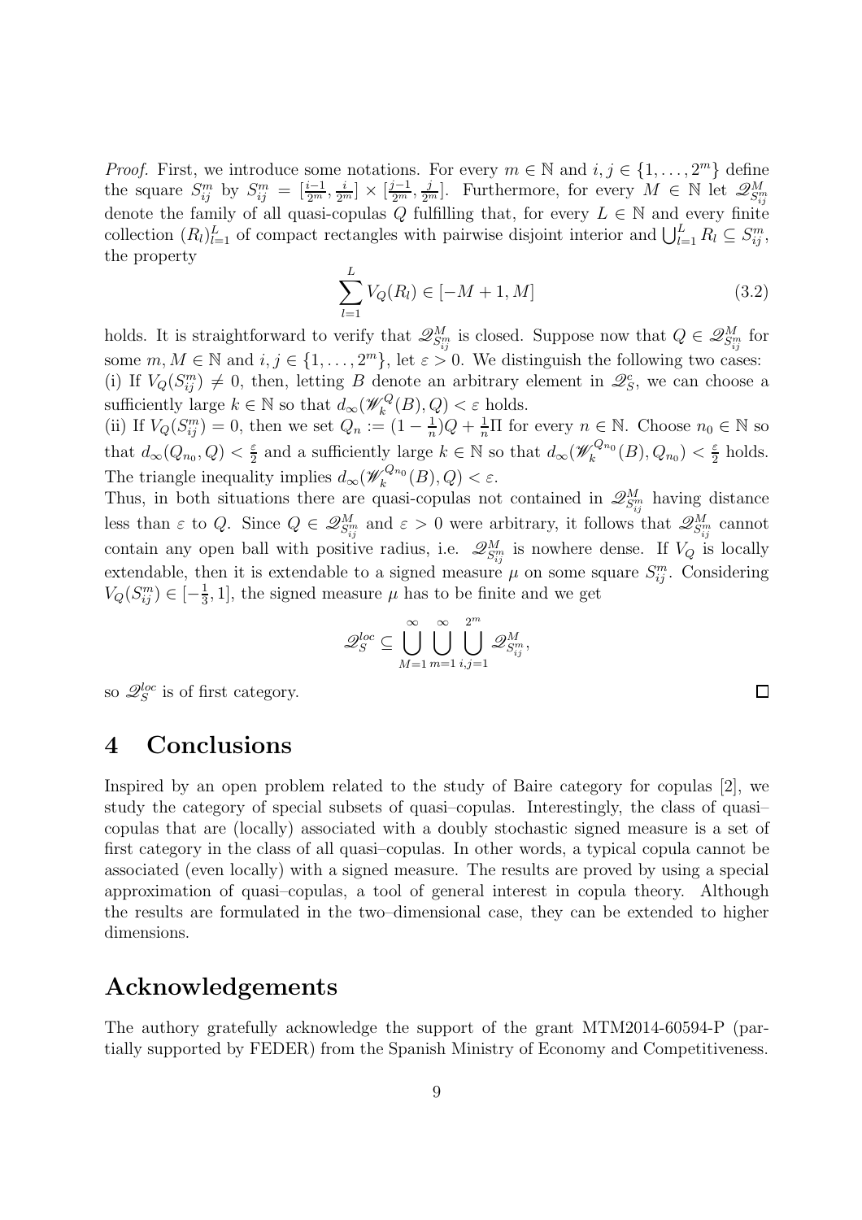*Proof.* First, we introduce some notations. For every $m \in \mathbb{N}$ and $i, j \in \{1, \ldots, 2^m\}$ define the square $S_{ij}^m$ by $S_{ij}^m = [\frac{i-1}{2^m}, \frac{i}{2^m}] \times [\frac{j-1}{2^m}, \frac{j}{2^m}]$. Furthermore, for every $M \in \mathbb{N}$ let $\mathscr{Q}_{S_{ij}^m}^M$ denote the family of all quasi-copulas $Q$ fulfilling that, for every $L \in \mathbb{N}$ and every finite collection $(R_l)_{l=1}^L$ of compact rectangles with pairwise disjoint interior and $\bigcup_{l=1}^L R_l \subseteq S_{ij}^m$, the property

$$\sum_{l=1}^{L} V_Q(R_l) \in [-M+1, M] \tag{3.2}$$

holds. It is straightforward to verify that $\mathscr{Q}_{S_{ij}^m}^M$ is closed. Suppose now that $Q \in \mathscr{Q}_{S_{ij}^m}^M$ for some $m, M \in \mathbb{N}$ and $i, j \in \{1, \ldots, 2^m\}$, let $\varepsilon > 0$. We distinguish the following two cases:
(i) If $V_Q(S_{ij}^m) \neq 0$, then, letting $B$ denote an arbitrary element in $\mathscr{Q}_S^c$, we can choose a sufficiently large $k \in \mathbb{N}$ so that $d_\infty(\mathscr{W}_k^Q(B), Q) < \varepsilon$ holds.
(ii) If $V_Q(S_{ij}^m) = 0$, then we set $Q_n := (1 - \frac{1}{n})Q + \frac{1}{n}\Pi$ for every $n \in \mathbb{N}$. Choose $n_0 \in \mathbb{N}$ so that $d_\infty(Q_{n_0}, Q) < \frac{\varepsilon}{2}$ and a sufficiently large $k \in \mathbb{N}$ so that $d_\infty(\mathscr{W}_k^{Q_{n_0}}(B), Q_{n_0}) < \frac{\varepsilon}{2}$ holds. The triangle inequality implies $d_\infty(\mathscr{W}_k^{Q_{n_0}}(B), Q) < \varepsilon$.
Thus, in both situations there are quasi-copulas not contained in $\mathscr{Q}_{S_{ij}^m}^M$ having distance less than $\varepsilon$ to $Q$. Since $Q \in \mathscr{Q}_{S_{ij}^m}^M$ and $\varepsilon > 0$ were arbitrary, it follows that $\mathscr{Q}_{S_{ij}^m}^M$ cannot contain any open ball with positive radius, i.e. $\mathscr{Q}_{S_{ij}^m}^M$ is nowhere dense. If $V_Q$ is locally extendable, then it is extendable to a signed measure $\mu$ on some square $S_{ij}^m$. Considering $V_Q(S_{ij}^m) \in [-\frac{1}{3}, 1]$, the signed measure $\mu$ has to be finite and we get

$$\mathscr{Q}_S^{loc} \subseteq \bigcup_{M=1}^{\infty} \bigcup_{m=1}^{\infty} \bigcup_{i,j=1}^{2^m} \mathscr{Q}_{S_{ij}^m}^M,$$

so $\mathscr{Q}_S^{loc}$ is of first category. $\square$

# 4 Conclusions

Inspired by an open problem related to the study of Baire category for copulas [2], we study the category of special subsets of quasi–copulas. Interestingly, the class of quasi–copulas that are (locally) associated with a doubly stochastic signed measure is a set of first category in the class of all quasi–copulas. In other words, a typical copula cannot be associated (even locally) with a signed measure. The results are proved by using a special approximation of quasi–copulas, a tool of general interest in copula theory. Although the results are formulated in the two–dimensional case, they can be extended to higher dimensions.

# Acknowledgements

The authory gratefully acknowledge the support of the grant MTM2014-60594-P (partially supported by FEDER) from the Spanish Ministry of Economy and Competitiveness.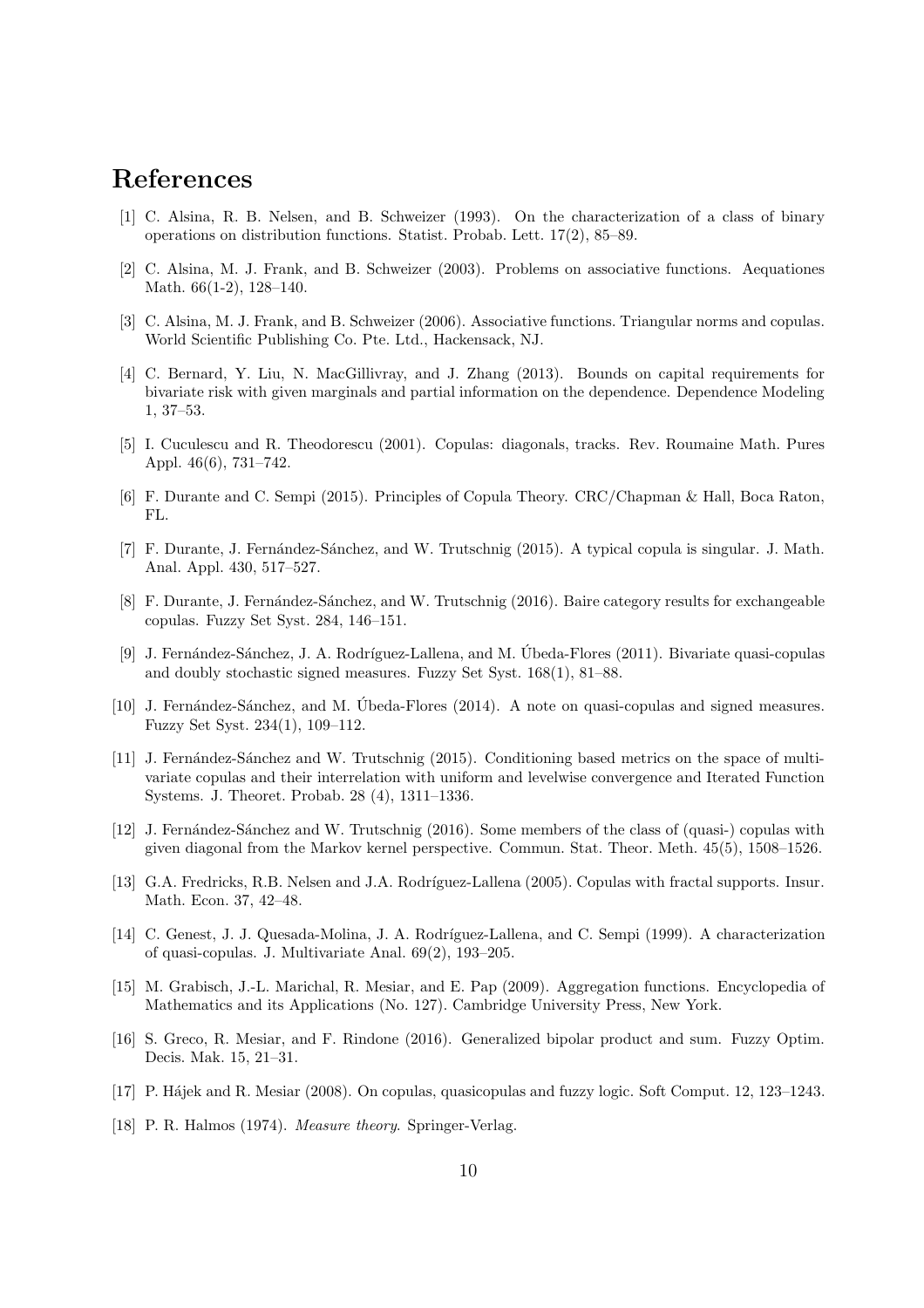# References

[1] C. Alsina, R. B. Nelsen, and B. Schweizer (1993). On the characterization of a class of binary operations on distribution functions. Statist. Probab. Lett. 17(2), 85–89.

[2] C. Alsina, M. J. Frank, and B. Schweizer (2003). Problems on associative functions. Aequationes Math. 66(1-2), 128–140.

[3] C. Alsina, M. J. Frank, and B. Schweizer (2006). Associative functions. Triangular norms and copulas. World Scientific Publishing Co. Pte. Ltd., Hackensack, NJ.

[4] C. Bernard, Y. Liu, N. MacGillivray, and J. Zhang (2013). Bounds on capital requirements for bivariate risk with given marginals and partial information on the dependence. Dependence Modeling 1, 37–53.

[5] I. Cuculescu and R. Theodorescu (2001). Copulas: diagonals, tracks. Rev. Roumaine Math. Pures Appl. 46(6), 731–742.

[6] F. Durante and C. Sempi (2015). Principles of Copula Theory. CRC/Chapman & Hall, Boca Raton, FL.

[7] F. Durante, J. Fernández-Sánchez, and W. Trutschnig (2015). A typical copula is singular. J. Math. Anal. Appl. 430, 517–527.

[8] F. Durante, J. Fernández-Sánchez, and W. Trutschnig (2016). Baire category results for exchangeable copulas. Fuzzy Set Syst. 284, 146–151.

[9] J. Fernández-Sánchez, J. A. Rodríguez-Lallena, and M. Úbeda-Flores (2011). Bivariate quasi-copulas and doubly stochastic signed measures. Fuzzy Set Syst. 168(1), 81–88.

[10] J. Fernández-Sánchez, and M. Úbeda-Flores (2014). A note on quasi-copulas and signed measures. Fuzzy Set Syst. 234(1), 109–112.

[11] J. Fernández-Sánchez and W. Trutschnig (2015). Conditioning based metrics on the space of multivariate copulas and their interrelation with uniform and levelwise convergence and Iterated Function Systems. J. Theoret. Probab. 28 (4), 1311–1336.

[12] J. Fernández-Sánchez and W. Trutschnig (2016). Some members of the class of (quasi-) copulas with given diagonal from the Markov kernel perspective. Commun. Stat. Theor. Meth. 45(5), 1508–1526.

[13] G.A. Fredricks, R.B. Nelsen and J.A. Rodríguez-Lallena (2005). Copulas with fractal supports. Insur. Math. Econ. 37, 42–48.

[14] C. Genest, J. J. Quesada-Molina, J. A. Rodríguez-Lallena, and C. Sempi (1999). A characterization of quasi-copulas. J. Multivariate Anal. 69(2), 193–205.

[15] M. Grabisch, J.-L. Marichal, R. Mesiar, and E. Pap (2009). Aggregation functions. Encyclopedia of Mathematics and its Applications (No. 127). Cambridge University Press, New York.

[16] S. Greco, R. Mesiar, and F. Rindone (2016). Generalized bipolar product and sum. Fuzzy Optim. Decis. Mak. 15, 21–31.

[17] P. Hájek and R. Mesiar (2008). On copulas, quasicopulas and fuzzy logic. Soft Comput. 12, 123–1243.

[18] P. R. Halmos (1974). *Measure theory*. Springer-Verlag.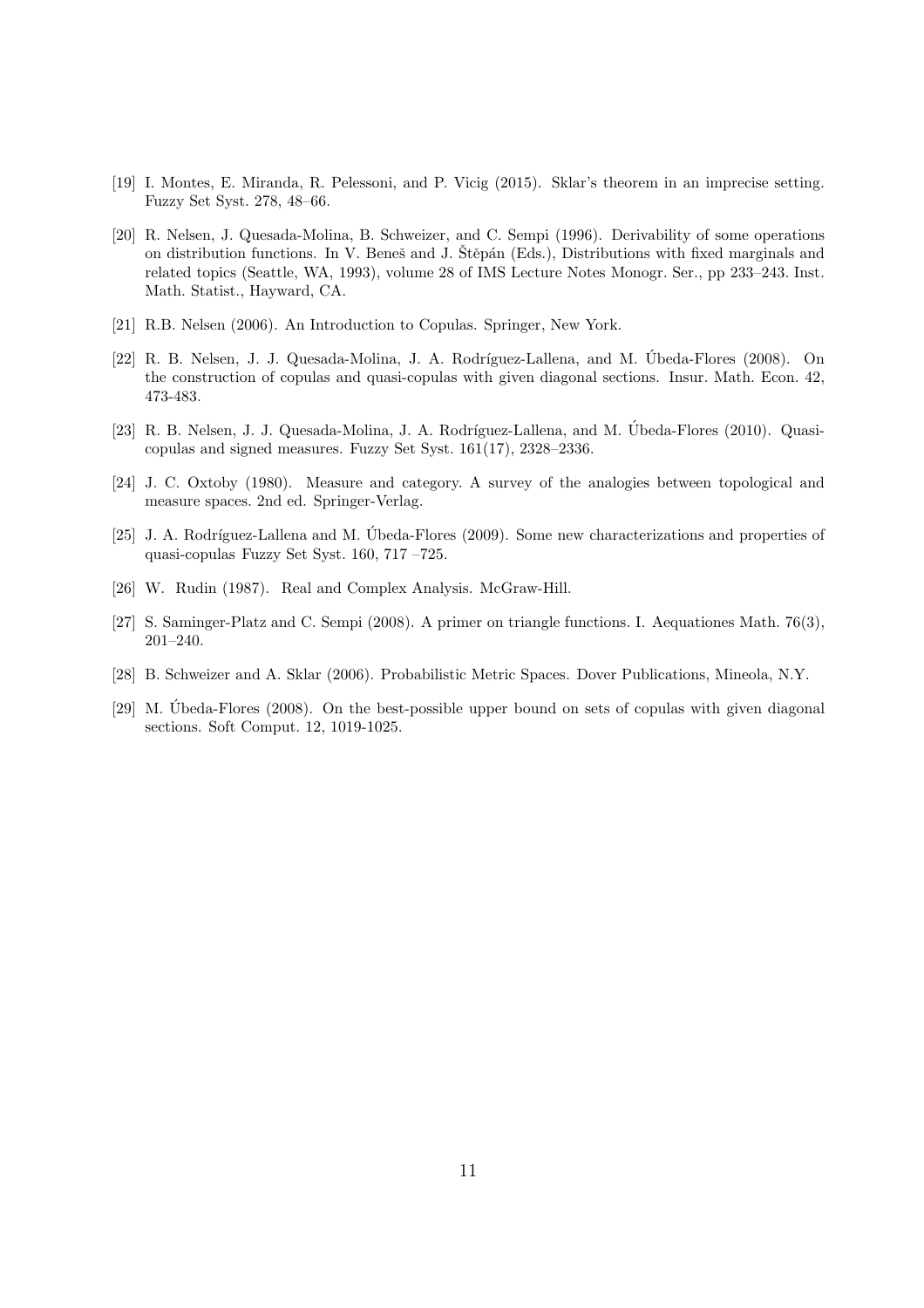[19] I. Montes, E. Miranda, R. Pelessoni, and P. Vicig (2015). Sklar's theorem in an imprecise setting. Fuzzy Set Syst. 278, 48–66.

[20] R. Nelsen, J. Quesada-Molina, B. Schweizer, and C. Sempi (1996). Derivability of some operations on distribution functions. In V. Beneš and J. Štěpán (Eds.), Distributions with fixed marginals and related topics (Seattle, WA, 1993), volume 28 of IMS Lecture Notes Monogr. Ser., pp 233–243. Inst. Math. Statist., Hayward, CA.

[21] R.B. Nelsen (2006). An Introduction to Copulas. Springer, New York.

[22] R. B. Nelsen, J. J. Quesada-Molina, J. A. Rodríguez-Lallena, and M. Úbeda-Flores (2008). On the construction of copulas and quasi-copulas with given diagonal sections. Insur. Math. Econ. 42, 473-483.

[23] R. B. Nelsen, J. J. Quesada-Molina, J. A. Rodríguez-Lallena, and M. Úbeda-Flores (2010). Quasi-copulas and signed measures. Fuzzy Set Syst. 161(17), 2328–2336.

[24] J. C. Oxtoby (1980). Measure and category. A survey of the analogies between topological and measure spaces. 2nd ed. Springer-Verlag.

[25] J. A. Rodríguez-Lallena and M. Úbeda-Flores (2009). Some new characterizations and properties of quasi-copulas Fuzzy Set Syst. 160, 717 –725.

[26] W. Rudin (1987). Real and Complex Analysis. McGraw-Hill.

[27] S. Saminger-Platz and C. Sempi (2008). A primer on triangle functions. I. Aequationes Math. 76(3), 201–240.

[28] B. Schweizer and A. Sklar (2006). Probabilistic Metric Spaces. Dover Publications, Mineola, N.Y.

[29] M. Úbeda-Flores (2008). On the best-possible upper bound on sets of copulas with given diagonal sections. Soft Comput. 12, 1019-1025.